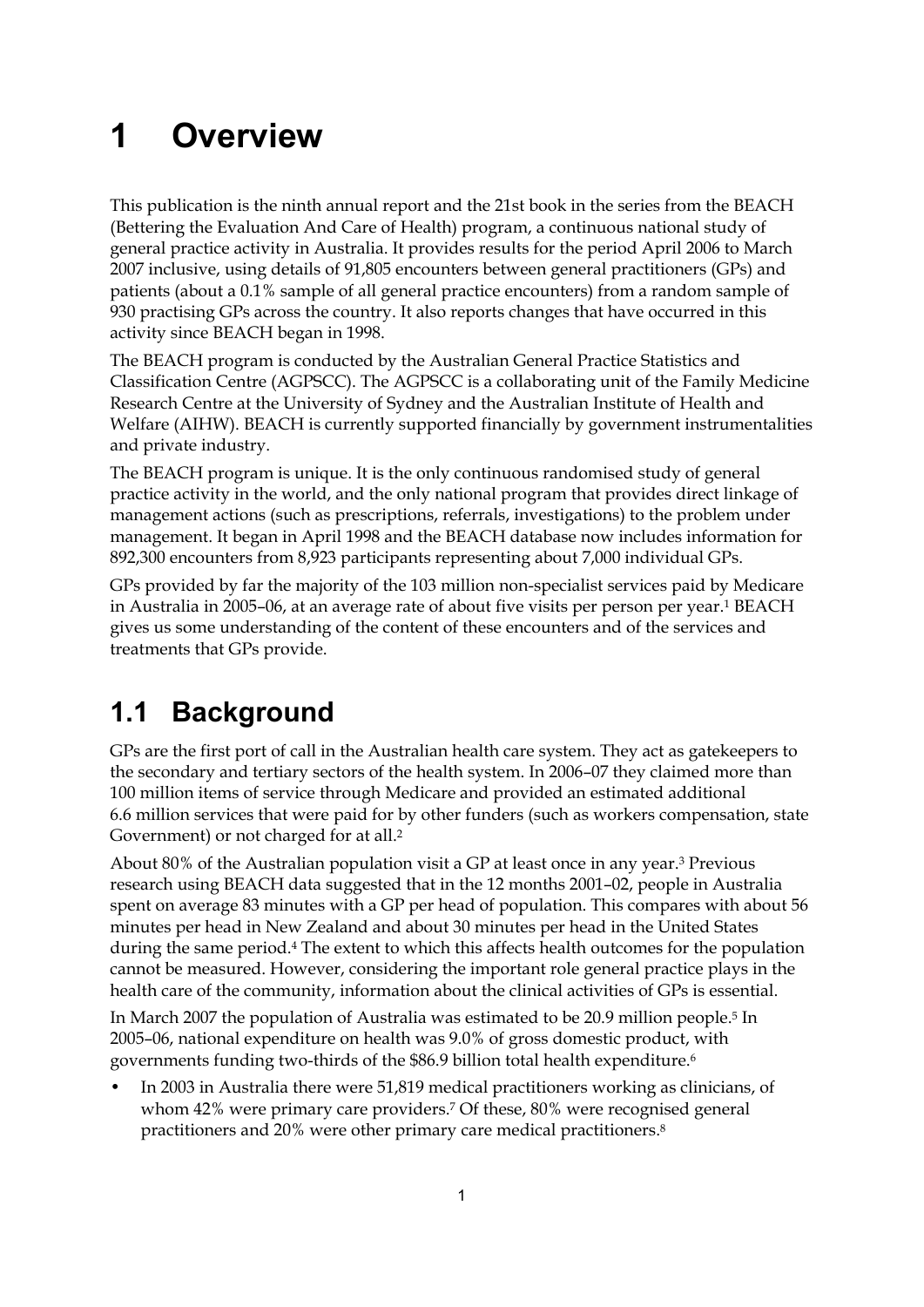# 1 Overview

This publication is the ninth annual report and the 21st book in the series from the BEACH (Bettering the Evaluation And Care of Health) program, a continuous national study of general practice activity in Australia. It provides results for the period April 2006 to March 2007 inclusive, using details of 91,805 encounters between general practitioners (GPs) and patients (about a 0.1% sample of all general practice encounters) from a random sample of 930 practising GPs across the country. It also reports changes that have occurred in this activity since BEACH began in 1998.

The BEACH program is conducted by the Australian General Practice Statistics and Classification Centre (AGPSCC). The AGPSCC is a collaborating unit of the Family Medicine Research Centre at the University of Sydney and the Australian Institute of Health and Welfare (AIHW). BEACH is currently supported financially by government instrumentalities and private industry.

The BEACH program is unique. It is the only continuous randomised study of general practice activity in the world, and the only national program that provides direct linkage of management actions (such as prescriptions, referrals, investigations) to the problem under management. It began in April 1998 and the BEACH database now includes information for 892,300 encounters from 8,923 participants representing about 7,000 individual GPs.

GPs provided by far the majority of the 103 million non-specialist services paid by Medicare in Australia in 2005–06, at an average rate of about five visits per person per year.[1] BEACH gives us some understanding of the content of these encounters and of the services and treatments that GPs provide.

## 1.1 Background

GPs are the first port of call in the Australian health care system. They act as gatekeepers to the secondary and tertiary sectors of the health system. In 2006–07 they claimed more than 100 million items of service through Medicare and provided an estimated additional 6.6 million services that were paid for by other funders (such as workers compensation, state Government) or not charged for at all.[2]

About 80% of the Australian population visit a GP at least once in any year.[3] Previous research using BEACH data suggested that in the 12 months 2001–02, people in Australia spent on average 83 minutes with a GP per head of population. This compares with about 56 minutes per head in New Zealand and about 30 minutes per head in the United States during the same period.[4] The extent to which this affects health outcomes for the population cannot be measured. However, considering the important role general practice plays in the health care of the community, information about the clinical activities of GPs is essential.

In March 2007 the population of Australia was estimated to be 20.9 million people.[5] In 2005–06, national expenditure on health was 9.0% of gross domestic product, with governments funding two-thirds of the $86.9 billion total health expenditure.[6]

- In 2003 in Australia there were 51,819 medical practitioners working as clinicians, of whom 42% were primary care providers.[7] Of these, 80% were recognised general practitioners and 20% were other primary care medical practitioners.[8]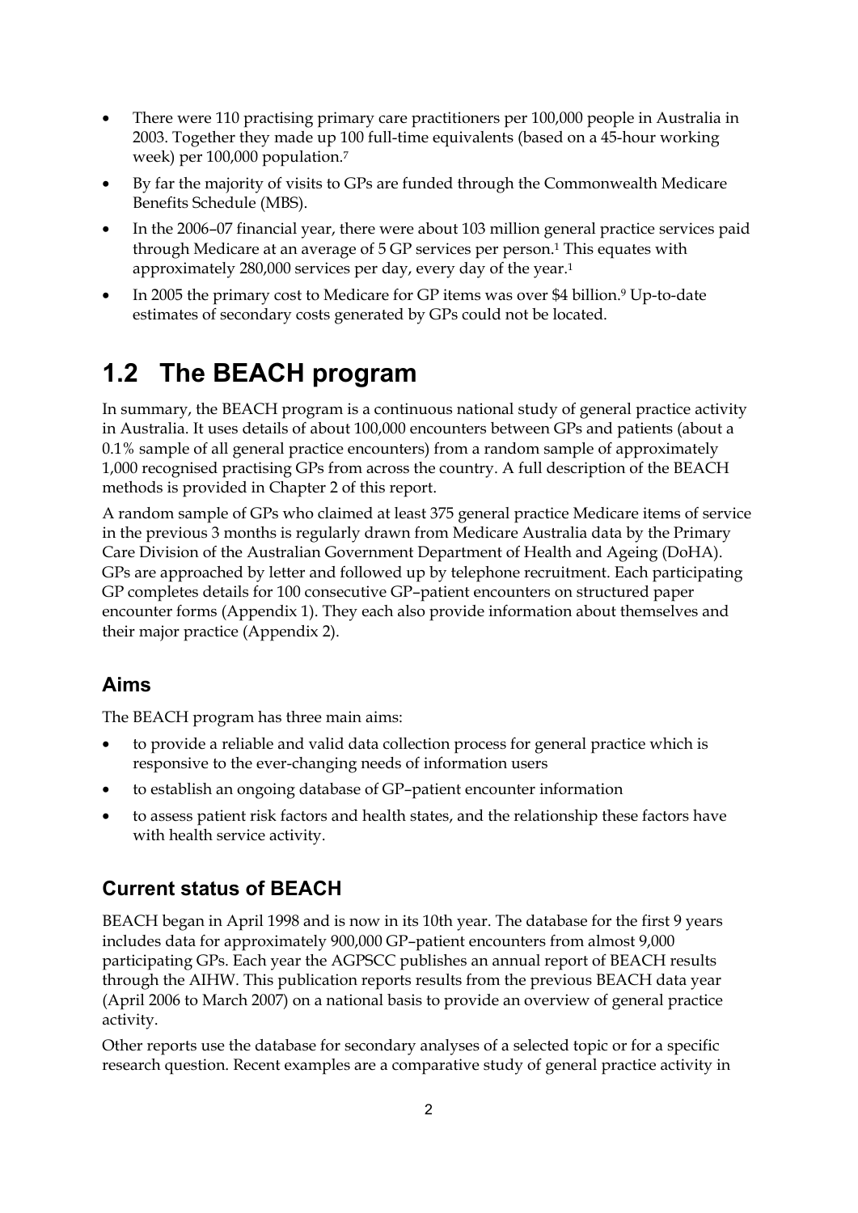- There were 110 practising primary care practitioners per 100,000 people in Australia in 2003. Together they made up 100 full-time equivalents (based on a 45-hour working week) per 100,000 population.[7]
- By far the majority of visits to GPs are funded through the Commonwealth Medicare Benefits Schedule (MBS).
- In the 2006–07 financial year, there were about 103 million general practice services paid through Medicare at an average of 5 GP services per person.[1] This equates with approximately 280,000 services per day, every day of the year.[1]
- In 2005 the primary cost to Medicare for GP items was over $4 billion.[9] Up-to-date estimates of secondary costs generated by GPs could not be located.

# 1.2 The BEACH program

In summary, the BEACH program is a continuous national study of general practice activity in Australia. It uses details of about 100,000 encounters between GPs and patients (about a 0.1% sample of all general practice encounters) from a random sample of approximately 1,000 recognised practising GPs from across the country. A full description of the BEACH methods is provided in Chapter 2 of this report.

A random sample of GPs who claimed at least 375 general practice Medicare items of service in the previous 3 months is regularly drawn from Medicare Australia data by the Primary Care Division of the Australian Government Department of Health and Ageing (DoHA). GPs are approached by letter and followed up by telephone recruitment. Each participating GP completes details for 100 consecutive GP–patient encounters on structured paper encounter forms (Appendix 1). They each also provide information about themselves and their major practice (Appendix 2).

## Aims

The BEACH program has three main aims:

- to provide a reliable and valid data collection process for general practice which is responsive to the ever-changing needs of information users
- to establish an ongoing database of GP–patient encounter information
- to assess patient risk factors and health states, and the relationship these factors have with health service activity.

## Current status of BEACH

BEACH began in April 1998 and is now in its 10th year. The database for the first 9 years includes data for approximately 900,000 GP–patient encounters from almost 9,000 participating GPs. Each year the AGPSCC publishes an annual report of BEACH results through the AIHW. This publication reports results from the previous BEACH data year (April 2006 to March 2007) on a national basis to provide an overview of general practice activity.

Other reports use the database for secondary analyses of a selected topic or for a specific research question. Recent examples are a comparative study of general practice activity in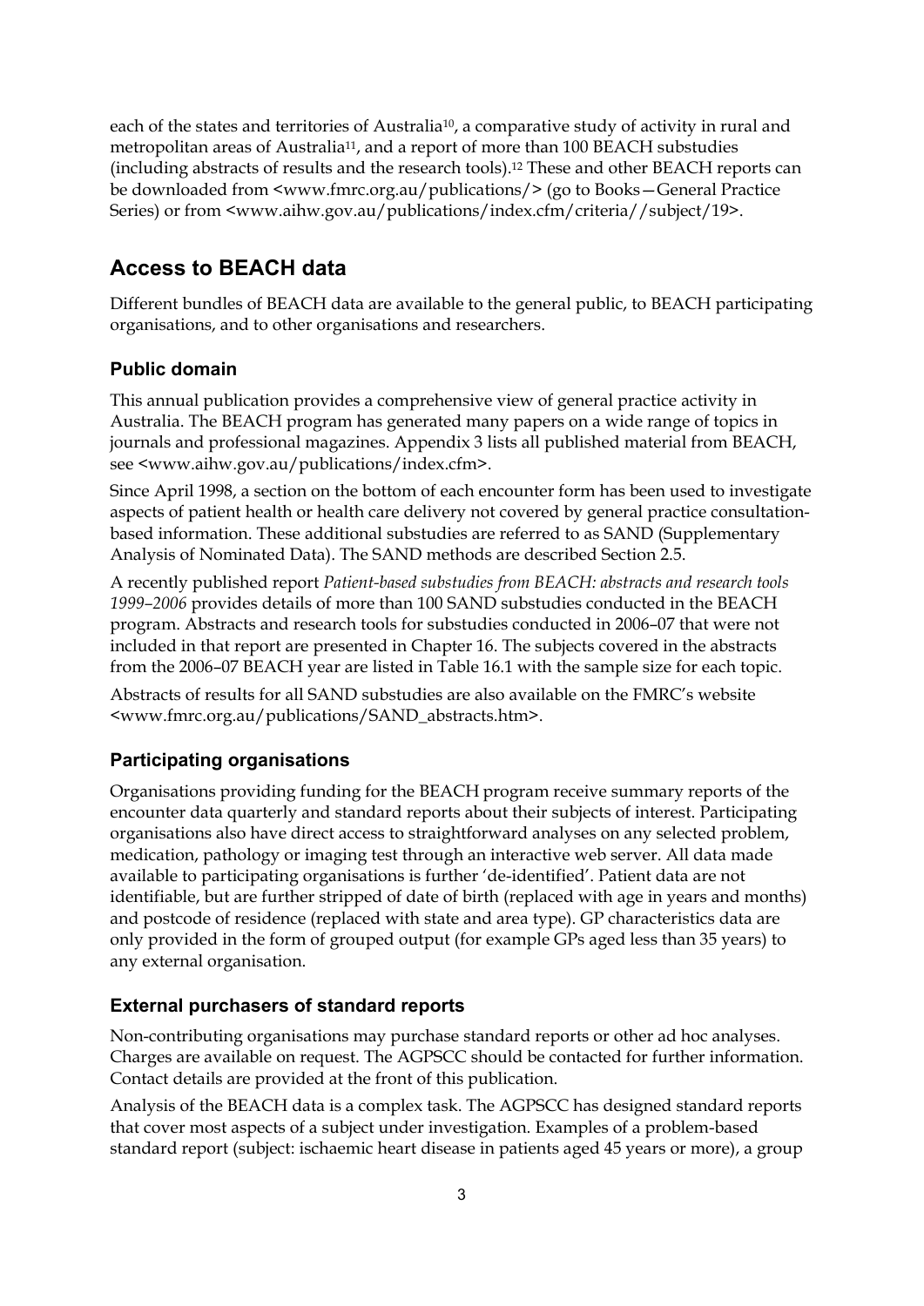each of the states and territories of Australia[10], a comparative study of activity in rural and metropolitan areas of Australia[11], and a report of more than 100 BEACH substudies (including abstracts of results and the research tools).[12] These and other BEACH reports can be downloaded from <www.fmrc.org.au/publications/> (go to Books—General Practice Series) or from <www.aihw.gov.au/publications/index.cfm/criteria//subject/19>.

## Access to BEACH data

Different bundles of BEACH data are available to the general public, to BEACH participating organisations, and to other organisations and researchers.

### Public domain

This annual publication provides a comprehensive view of general practice activity in Australia. The BEACH program has generated many papers on a wide range of topics in journals and professional magazines. Appendix 3 lists all published material from BEACH, see <www.aihw.gov.au/publications/index.cfm>.

Since April 1998, a section on the bottom of each encounter form has been used to investigate aspects of patient health or health care delivery not covered by general practice consultation-based information. These additional substudies are referred to as SAND (Supplementary Analysis of Nominated Data). The SAND methods are described Section 2.5.

A recently published report *Patient-based substudies from BEACH: abstracts and research tools 1999–2006* provides details of more than 100 SAND substudies conducted in the BEACH program. Abstracts and research tools for substudies conducted in 2006–07 that were not included in that report are presented in Chapter 16. The subjects covered in the abstracts from the 2006–07 BEACH year are listed in Table 16.1 with the sample size for each topic.

Abstracts of results for all SAND substudies are also available on the FMRC's website <www.fmrc.org.au/publications/SAND_abstracts.htm>.

### Participating organisations

Organisations providing funding for the BEACH program receive summary reports of the encounter data quarterly and standard reports about their subjects of interest. Participating organisations also have direct access to straightforward analyses on any selected problem, medication, pathology or imaging test through an interactive web server. All data made available to participating organisations is further 'de-identified'. Patient data are not identifiable, but are further stripped of date of birth (replaced with age in years and months) and postcode of residence (replaced with state and area type). GP characteristics data are only provided in the form of grouped output (for example GPs aged less than 35 years) to any external organisation.

### External purchasers of standard reports

Non-contributing organisations may purchase standard reports or other ad hoc analyses. Charges are available on request. The AGPSCC should be contacted for further information. Contact details are provided at the front of this publication.

Analysis of the BEACH data is a complex task. The AGPSCC has designed standard reports that cover most aspects of a subject under investigation. Examples of a problem-based standard report (subject: ischaemic heart disease in patients aged 45 years or more), a group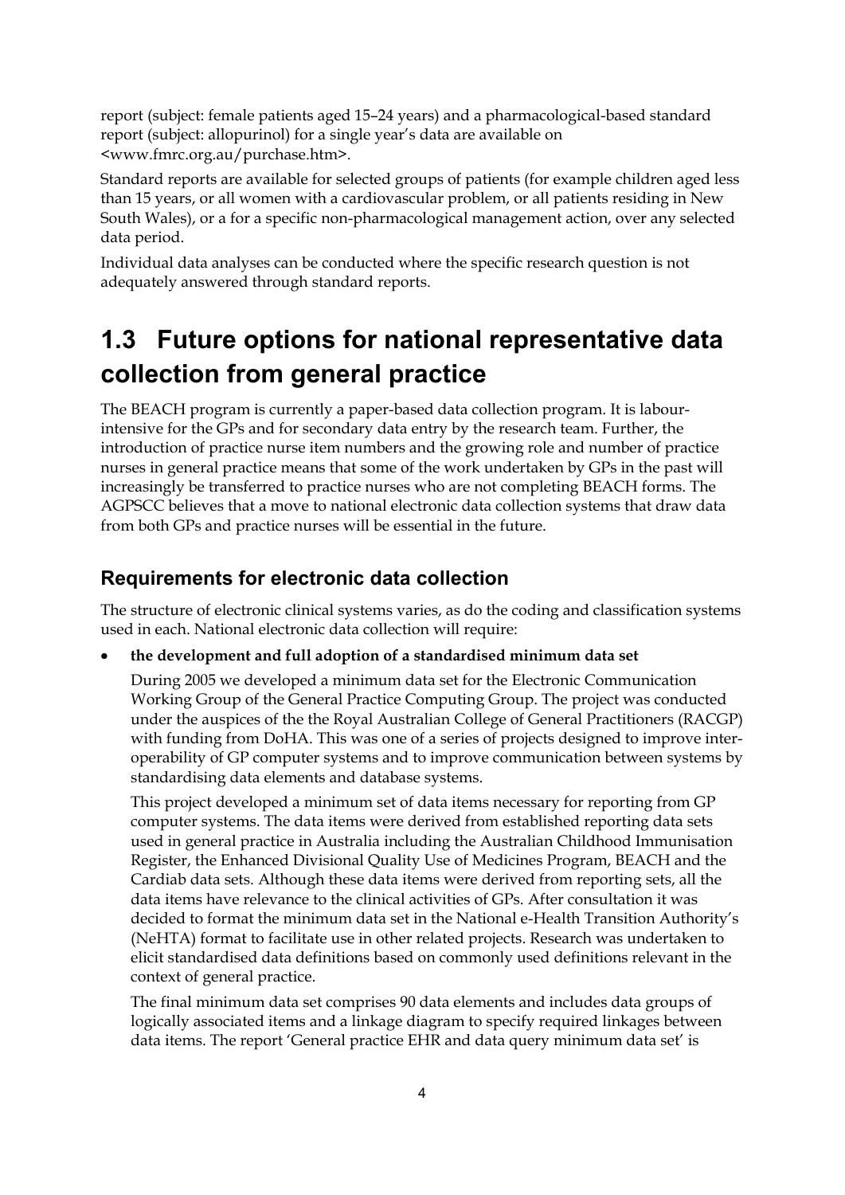report (subject: female patients aged 15–24 years) and a pharmacological-based standard report (subject: allopurinol) for a single year's data are available on <www.fmrc.org.au/purchase.htm>.

Standard reports are available for selected groups of patients (for example children aged less than 15 years, or all women with a cardiovascular problem, or all patients residing in New South Wales), or a for a specific non-pharmacological management action, over any selected data period.

Individual data analyses can be conducted where the specific research question is not adequately answered through standard reports.

# 1.3 Future options for national representative data collection from general practice

The BEACH program is currently a paper-based data collection program. It is labour-intensive for the GPs and for secondary data entry by the research team. Further, the introduction of practice nurse item numbers and the growing role and number of practice nurses in general practice means that some of the work undertaken by GPs in the past will increasingly be transferred to practice nurses who are not completing BEACH forms. The AGPSCC believes that a move to national electronic data collection systems that draw data from both GPs and practice nurses will be essential in the future.

## Requirements for electronic data collection

The structure of electronic clinical systems varies, as do the coding and classification systems used in each. National electronic data collection will require:

- **the development and full adoption of a standardised minimum data set**

  During 2005 we developed a minimum data set for the Electronic Communication Working Group of the General Practice Computing Group. The project was conducted under the auspices of the the Royal Australian College of General Practitioners (RACGP) with funding from DoHA. This was one of a series of projects designed to improve inter-operability of GP computer systems and to improve communication between systems by standardising data elements and database systems.

  This project developed a minimum set of data items necessary for reporting from GP computer systems. The data items were derived from established reporting data sets used in general practice in Australia including the Australian Childhood Immunisation Register, the Enhanced Divisional Quality Use of Medicines Program, BEACH and the Cardiab data sets. Although these data items were derived from reporting sets, all the data items have relevance to the clinical activities of GPs. After consultation it was decided to format the minimum data set in the National e-Health Transition Authority's (NeHTA) format to facilitate use in other related projects. Research was undertaken to elicit standardised data definitions based on commonly used definitions relevant in the context of general practice.

  The final minimum data set comprises 90 data elements and includes data groups of logically associated items and a linkage diagram to specify required linkages between data items. The report 'General practice EHR and data query minimum data set' is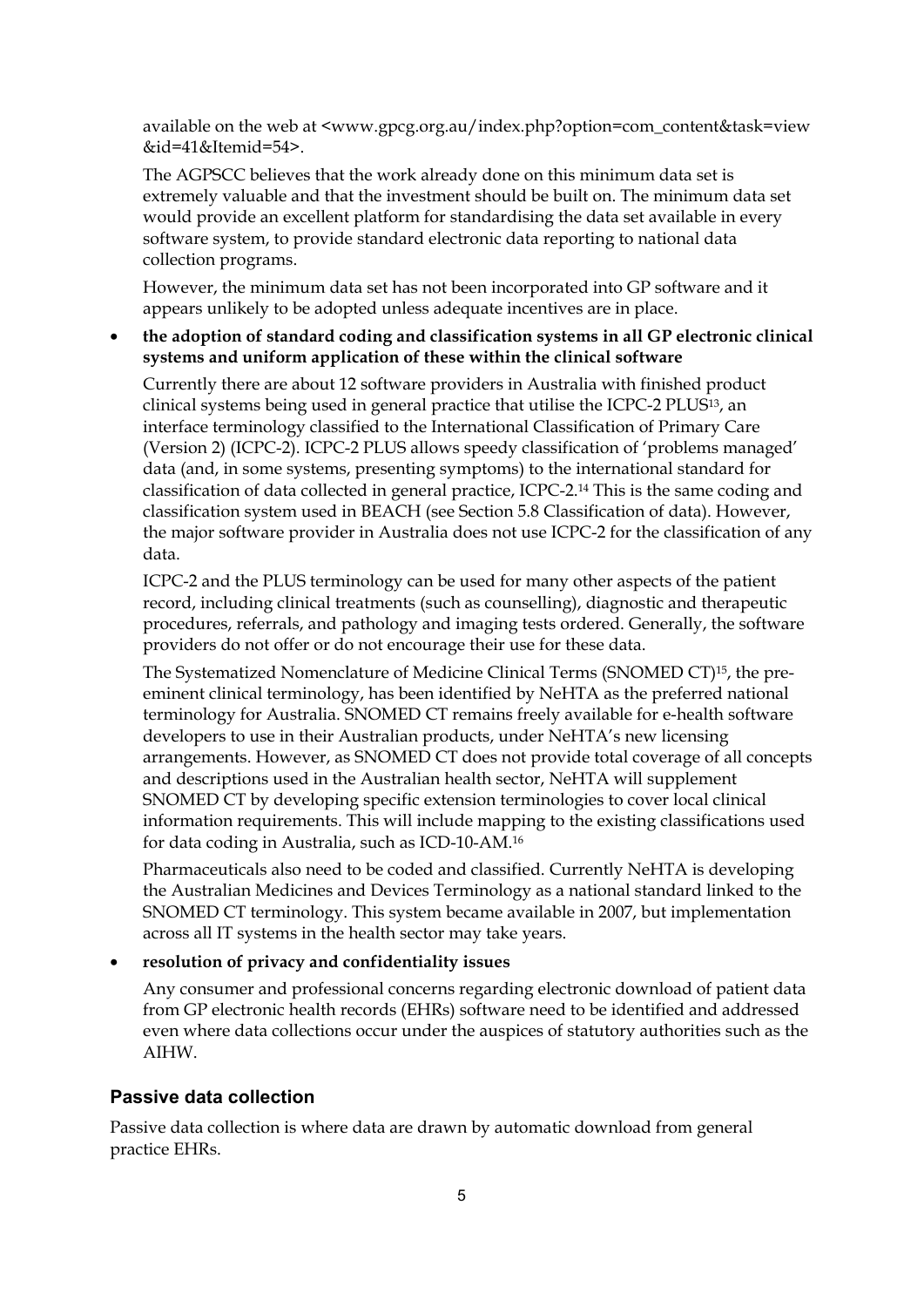available on the web at <www.gpcg.org.au/index.php?option=com_content&task=view&id=41&Itemid=54>.

The AGPSCC believes that the work already done on this minimum data set is extremely valuable and that the investment should be built on. The minimum data set would provide an excellent platform for standardising the data set available in every software system, to provide standard electronic data reporting to national data collection programs.

However, the minimum data set has not been incorporated into GP software and it appears unlikely to be adopted unless adequate incentives are in place.

- **the adoption of standard coding and classification systems in all GP electronic clinical systems and uniform application of these within the clinical software**

  Currently there are about 12 software providers in Australia with finished product clinical systems being used in general practice that utilise the ICPC-2 PLUS[13], an interface terminology classified to the International Classification of Primary Care (Version 2) (ICPC-2). ICPC-2 PLUS allows speedy classification of 'problems managed' data (and, in some systems, presenting symptoms) to the international standard for classification of data collected in general practice, ICPC-2.[14] This is the same coding and classification system used in BEACH (see Section 5.8 Classification of data). However, the major software provider in Australia does not use ICPC-2 for the classification of any data.

  ICPC-2 and the PLUS terminology can be used for many other aspects of the patient record, including clinical treatments (such as counselling), diagnostic and therapeutic procedures, referrals, and pathology and imaging tests ordered. Generally, the software providers do not offer or do not encourage their use for these data.

  The Systematized Nomenclature of Medicine Clinical Terms (SNOMED CT)[15], the pre-eminent clinical terminology, has been identified by NeHTA as the preferred national terminology for Australia. SNOMED CT remains freely available for e-health software developers to use in their Australian products, under NeHTA's new licensing arrangements. However, as SNOMED CT does not provide total coverage of all concepts and descriptions used in the Australian health sector, NeHTA will supplement SNOMED CT by developing specific extension terminologies to cover local clinical information requirements. This will include mapping to the existing classifications used for data coding in Australia, such as ICD-10-AM.[16]

  Pharmaceuticals also need to be coded and classified. Currently NeHTA is developing the Australian Medicines and Devices Terminology as a national standard linked to the SNOMED CT terminology. This system became available in 2007, but implementation across all IT systems in the health sector may take years.

- **resolution of privacy and confidentiality issues**

  Any consumer and professional concerns regarding electronic download of patient data from GP electronic health records (EHRs) software need to be identified and addressed even where data collections occur under the auspices of statutory authorities such as the AIHW.

### Passive data collection

Passive data collection is where data are drawn by automatic download from general practice EHRs.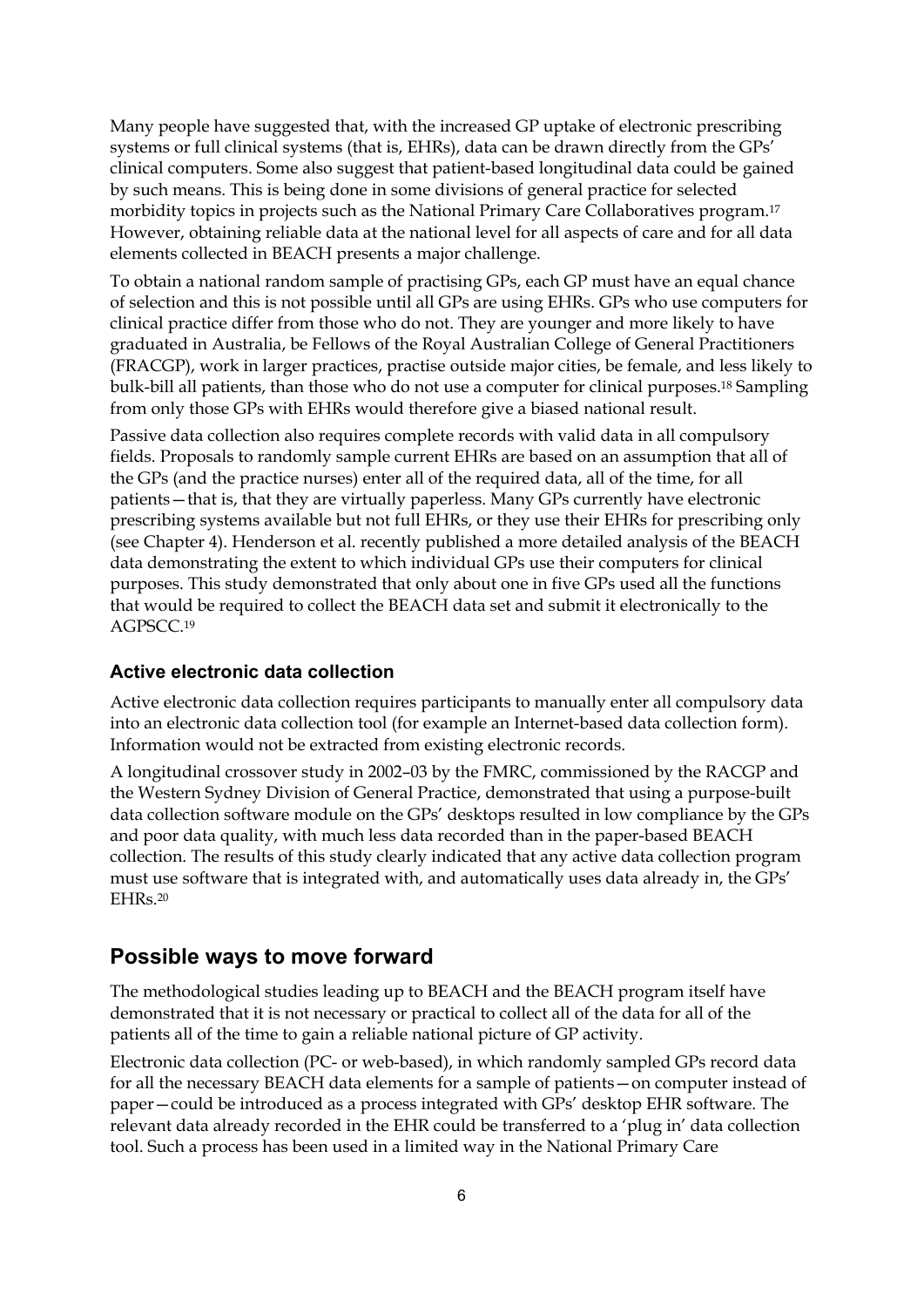Many people have suggested that, with the increased GP uptake of electronic prescribing systems or full clinical systems (that is, EHRs), data can be drawn directly from the GPs' clinical computers. Some also suggest that patient-based longitudinal data could be gained by such means. This is being done in some divisions of general practice for selected morbidity topics in projects such as the National Primary Care Collaboratives program.[17] However, obtaining reliable data at the national level for all aspects of care and for all data elements collected in BEACH presents a major challenge.

To obtain a national random sample of practising GPs, each GP must have an equal chance of selection and this is not possible until all GPs are using EHRs. GPs who use computers for clinical practice differ from those who do not. They are younger and more likely to have graduated in Australia, be Fellows of the Royal Australian College of General Practitioners (FRACGP), work in larger practices, practise outside major cities, be female, and less likely to bulk-bill all patients, than those who do not use a computer for clinical purposes.[18] Sampling from only those GPs with EHRs would therefore give a biased national result.

Passive data collection also requires complete records with valid data in all compulsory fields. Proposals to randomly sample current EHRs are based on an assumption that all of the GPs (and the practice nurses) enter all of the required data, all of the time, for all patients—that is, that they are virtually paperless. Many GPs currently have electronic prescribing systems available but not full EHRs, or they use their EHRs for prescribing only (see Chapter 4). Henderson et al. recently published a more detailed analysis of the BEACH data demonstrating the extent to which individual GPs use their computers for clinical purposes. This study demonstrated that only about one in five GPs used all the functions that would be required to collect the BEACH data set and submit it electronically to the AGPSCC.[19]

### Active electronic data collection

Active electronic data collection requires participants to manually enter all compulsory data into an electronic data collection tool (for example an Internet-based data collection form). Information would not be extracted from existing electronic records.

A longitudinal crossover study in 2002–03 by the FMRC, commissioned by the RACGP and the Western Sydney Division of General Practice, demonstrated that using a purpose-built data collection software module on the GPs' desktops resulted in low compliance by the GPs and poor data quality, with much less data recorded than in the paper-based BEACH collection. The results of this study clearly indicated that any active data collection program must use software that is integrated with, and automatically uses data already in, the GPs' EHRs.[20]

## Possible ways to move forward

The methodological studies leading up to BEACH and the BEACH program itself have demonstrated that it is not necessary or practical to collect all of the data for all of the patients all of the time to gain a reliable national picture of GP activity.

Electronic data collection (PC- or web-based), in which randomly sampled GPs record data for all the necessary BEACH data elements for a sample of patients—on computer instead of paper—could be introduced as a process integrated with GPs' desktop EHR software. The relevant data already recorded in the EHR could be transferred to a 'plug in' data collection tool. Such a process has been used in a limited way in the National Primary Care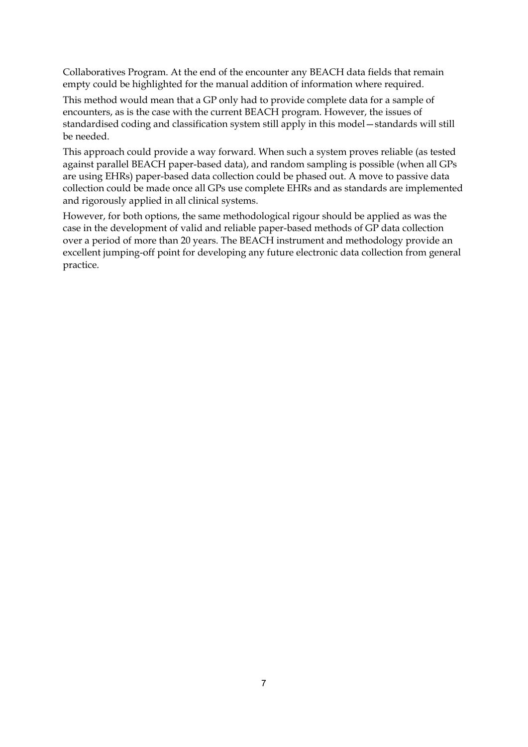Collaboratives Program. At the end of the encounter any BEACH data fields that remain empty could be highlighted for the manual addition of information where required.

This method would mean that a GP only had to provide complete data for a sample of encounters, as is the case with the current BEACH program. However, the issues of standardised coding and classification system still apply in this model—standards will still be needed.

This approach could provide a way forward. When such a system proves reliable (as tested against parallel BEACH paper-based data), and random sampling is possible (when all GPs are using EHRs) paper-based data collection could be phased out. A move to passive data collection could be made once all GPs use complete EHRs and as standards are implemented and rigorously applied in all clinical systems.

However, for both options, the same methodological rigour should be applied as was the case in the development of valid and reliable paper-based methods of GP data collection over a period of more than 20 years. The BEACH instrument and methodology provide an excellent jumping-off point for developing any future electronic data collection from general practice.